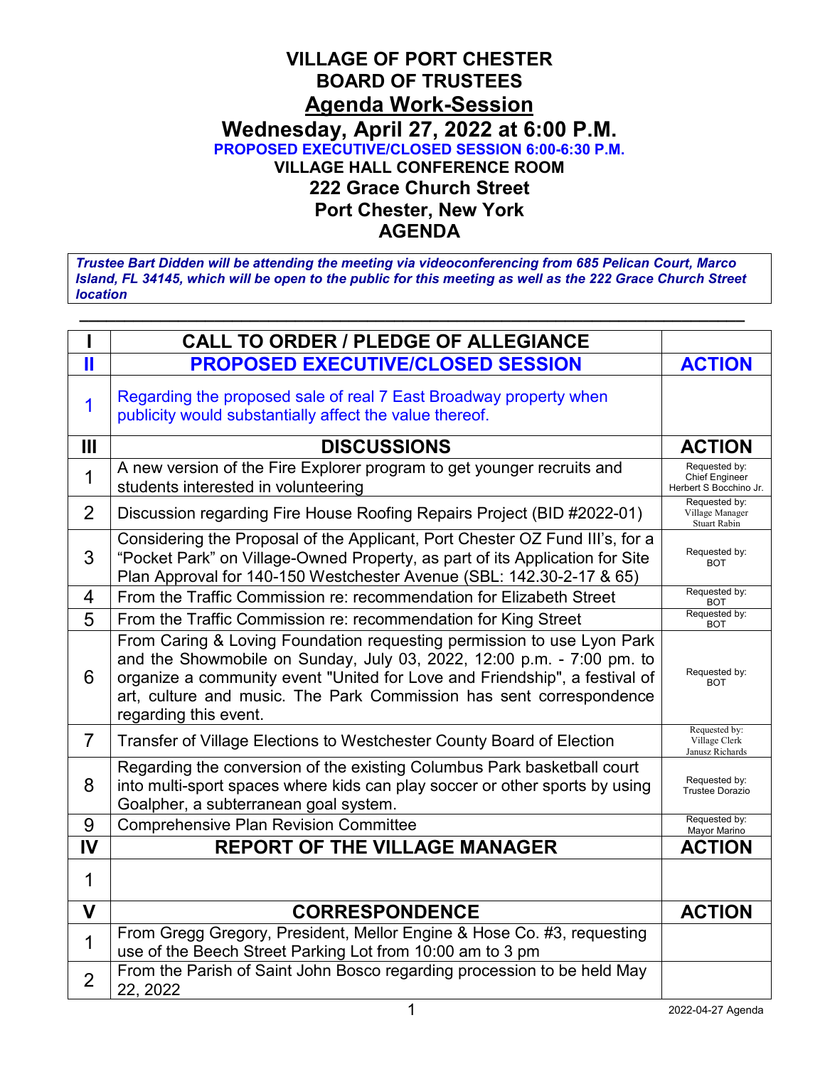# VILLAGE OF PORT CHESTER
# BOARD OF TRUSTEES
## Agenda Work-Session
## Wednesday, April 27, 2022 at 6:00 P.M.

**PROPOSED EXECUTIVE/CLOSED SESSION 6:00-6:30 P.M.**

**VILLAGE HALL CONFERENCE ROOM**

**222 Grace Church Street**

**Port Chester, New York**

**AGENDA**

***Trustee Bart Didden will be attending the meeting via videoconferencing from 685 Pelican Court, Marco Island, FL 34145, which will be open to the public for this meeting as well as the 222 Grace Church Street location***

---

| I | CALL TO ORDER / PLEDGE OF ALLEGIANCE | |
|---|---|---|
| **II** | **PROPOSED EXECUTIVE/CLOSED SESSION** | **ACTION** |
| 1 | Regarding the proposed sale of real 7 East Broadway property when publicity would substantially affect the value thereof. | |
| **III** | **DISCUSSIONS** | **ACTION** |
| 1 | A new version of the Fire Explorer program to get younger recruits and students interested in volunteering | Requested by: Chief Engineer Herbert S Bocchino Jr. |
| 2 | Discussion regarding Fire House Roofing Repairs Project (BID #2022-01) | Requested by: Village Manager Stuart Rabin |
| 3 | Considering the Proposal of the Applicant, Port Chester OZ Fund III's, for a "Pocket Park" on Village-Owned Property, as part of its Application for Site Plan Approval for 140-150 Westchester Avenue (SBL: 142.30-2-17 & 65) | Requested by: BOT |
| 4 | From the Traffic Commission re: recommendation for Elizabeth Street | Requested by: BOT |
| 5 | From the Traffic Commission re: recommendation for King Street | Requested by: BOT |
| 6 | From Caring & Loving Foundation requesting permission to use Lyon Park and the Showmobile on Sunday, July 03, 2022, 12:00 p.m. - 7:00 pm. to organize a community event "United for Love and Friendship", a festival of art, culture and music. The Park Commission has sent correspondence regarding this event. | Requested by: BOT |
| 7 | Transfer of Village Elections to Westchester County Board of Election | Requested by: Village Clerk Janusz Richards |
| 8 | Regarding the conversion of the existing Columbus Park basketball court into multi-sport spaces where kids can play soccer or other sports by using Goalpher, a subterranean goal system. | Requested by: Trustee Dorazio |
| 9 | Comprehensive Plan Revision Committee | Requested by: Mayor Marino |
| **IV** | **REPORT OF THE VILLAGE MANAGER** | **ACTION** |
| 1 | | |
| **V** | **CORRESPONDENCE** | **ACTION** |
| 1 | From Gregg Gregory, President, Mellor Engine & Hose Co. #3, requesting use of the Beech Street Parking Lot from 10:00 am to 3 pm | |
| 2 | From the Parish of Saint John Bosco regarding procession to be held May 22, 2022 | |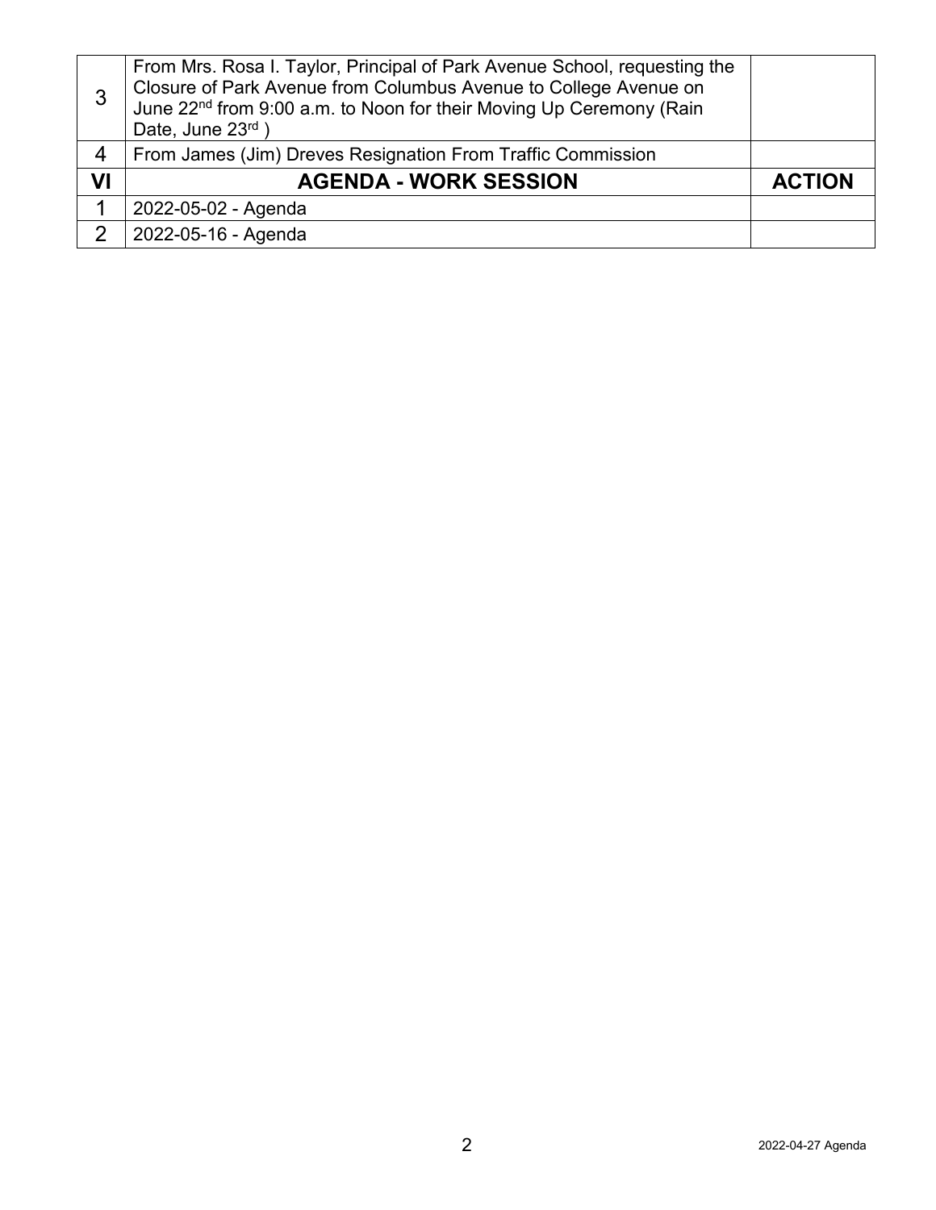| | | |
|---|---|---|
| 3 | From Mrs. Rosa I. Taylor, Principal of Park Avenue School, requesting the Closure of Park Avenue from Columbus Avenue to College Avenue on June 22nd from 9:00 a.m. to Noon for their Moving Up Ceremony (Rain Date, June 23rd ) | |
| 4 | From James (Jim) Dreves Resignation From Traffic Commission | |
| **VI** | **AGENDA - WORK SESSION** | **ACTION** |
| 1 | 2022-05-02 - Agenda | |
| 2 | 2022-05-16 - Agenda | |